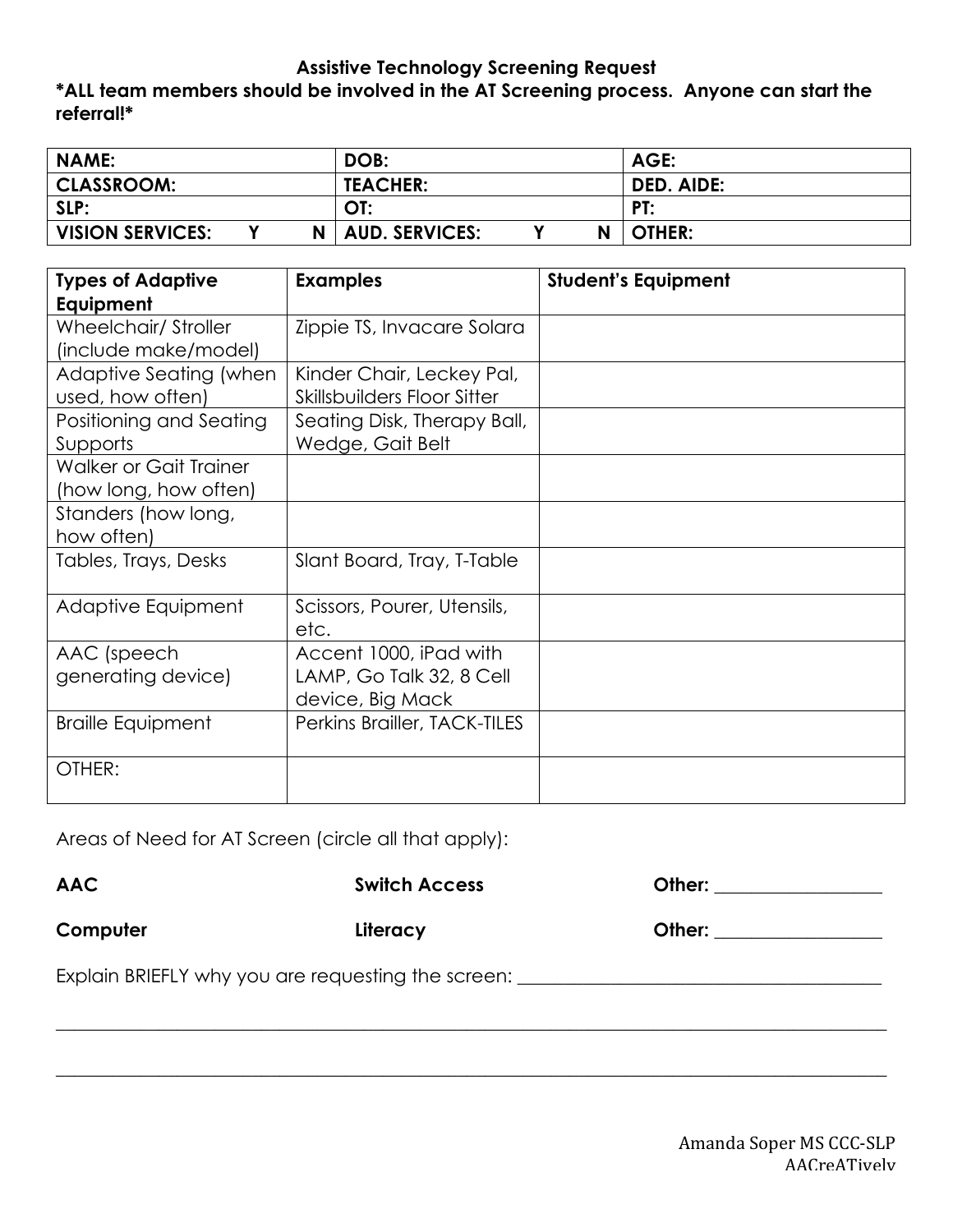# Assistive Technology Screening Request

**\*ALL team members should be involved in the AT Screening process. Anyone can start the referral!\***

| **NAME:** | **DOB:** | **AGE:** |
|---|---|---|
| **CLASSROOM:** | **TEACHER:** | **DED. AIDE:** |
| **SLP:** | **OT:** | **PT:** |
| **VISION SERVICES: Y N** | **AUD. SERVICES: Y N** | **OTHER:** |

| **Types of Adaptive Equipment** | **Examples** | **Student's Equipment** |
|---|---|---|
| Wheelchair/ Stroller (include make/model) | Zippie TS, Invacare Solara | |
| Adaptive Seating (when used, how often) | Kinder Chair, Leckey Pal, Skillsbuilders Floor Sitter | |
| Positioning and Seating Supports | Seating Disk, Therapy Ball, Wedge, Gait Belt | |
| Walker or Gait Trainer (how long, how often) | | |
| Standers (how long, how often) | | |
| Tables, Trays, Desks | Slant Board, Tray, T-Table | |
| Adaptive Equipment | Scissors, Pourer, Utensils, etc. | |
| AAC (speech generating device) | Accent 1000, iPad with LAMP, Go Talk 32, 8 Cell device, Big Mack | |
| Braille Equipment | Perkins Brailler, TACK-TILES | |
| OTHER: | | |

Areas of Need for AT Screen (circle all that apply):

**AAC** **Switch Access** **Other:** ___________________

**Computer** **Literacy** **Other:** ___________________

Explain BRIEFLY why you are requesting the screen: ________________________________________

______________________________________________________________________________________________

______________________________________________________________________________________________

Amanda Soper MS CCC-SLP
AACreATively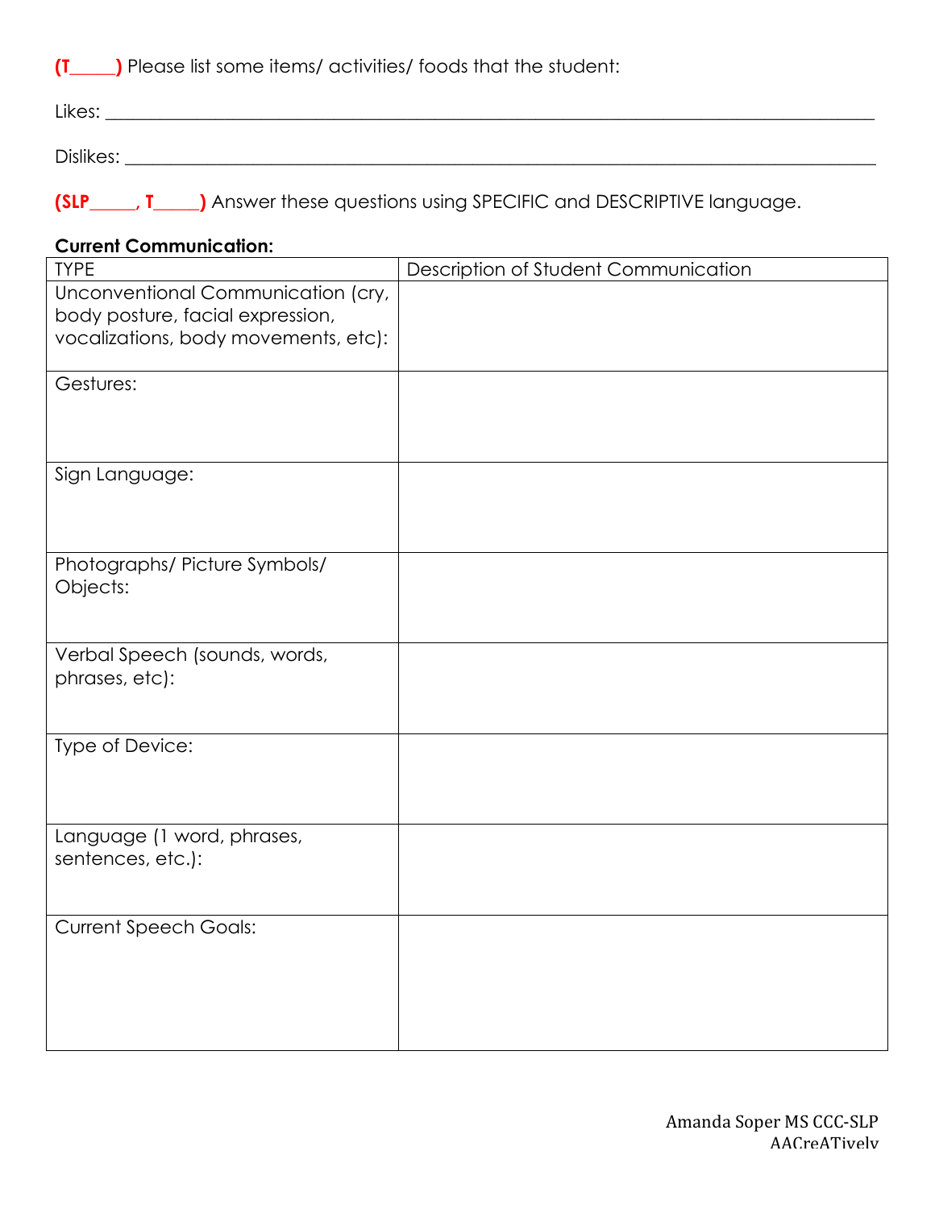**(T\_\_\_\_\_)** Please list some items/ activities/ foods that the student:

Likes: \_\_\_\_\_\_\_\_\_\_\_\_\_\_\_\_\_\_\_\_\_\_\_\_\_\_\_\_\_\_\_\_\_\_\_\_\_\_\_\_\_\_\_\_\_\_\_\_\_\_\_\_\_\_\_\_\_\_\_\_\_\_\_\_\_\_\_\_\_\_\_\_\_\_\_\_\_\_

Dislikes: \_\_\_\_\_\_\_\_\_\_\_\_\_\_\_\_\_\_\_\_\_\_\_\_\_\_\_\_\_\_\_\_\_\_\_\_\_\_\_\_\_\_\_\_\_\_\_\_\_\_\_\_\_\_\_\_\_\_\_\_\_\_\_\_\_\_\_\_\_\_\_\_\_\_\_\_\_

**(SLP\_\_\_\_\_, T\_\_\_\_\_)** Answer these questions using SPECIFIC and DESCRIPTIVE language.

**Current Communication:**

| TYPE | Description of Student Communication |
|---|---|
| Unconventional Communication (cry, body posture, facial expression, vocalizations, body movements, etc): | |
| Gestures: | |
| Sign Language: | |
| Photographs/ Picture Symbols/ Objects: | |
| Verbal Speech (sounds, words, phrases, etc): | |
| Type of Device: | |
| Language (1 word, phrases, sentences, etc.): | |
| Current Speech Goals: | |

Amanda Soper MS CCC-SLP
AACreATively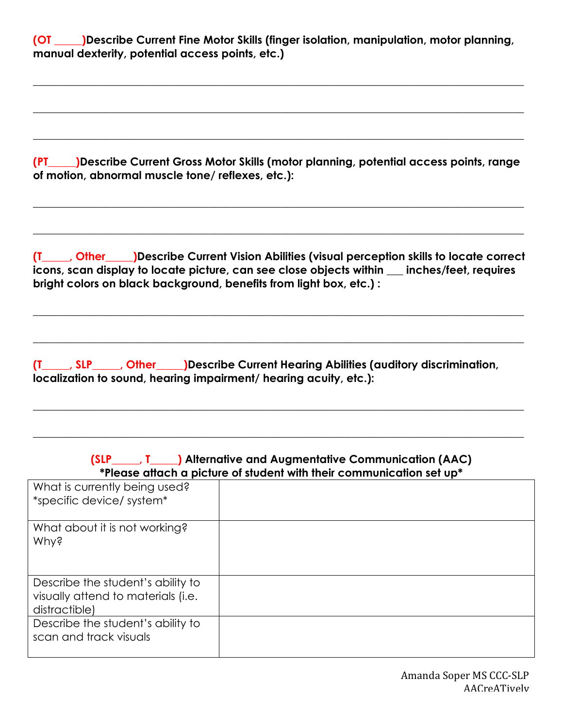**(OT _____)Describe Current Fine Motor Skills (finger isolation, manipulation, motor planning, manual dexterity, potential access points, etc.)**

___________________________________________________________________________

___________________________________________________________________________

___________________________________________________________________________

**(PT_____)Describe Current Gross Motor Skills (motor planning, potential access points, range of motion, abnormal muscle tone/ reflexes, etc.):**

___________________________________________________________________________

___________________________________________________________________________

**(T_____, Other_____)Describe Current Vision Abilities (visual perception skills to locate correct icons, scan display to locate picture, can see close objects within ___ inches/feet, requires bright colors on black background, benefits from light box, etc.) :**

___________________________________________________________________________

___________________________________________________________________________

**(T_____, SLP_____, Other_____)Describe Current Hearing Abilities (auditory discrimination, localization to sound, hearing impairment/ hearing acuity, etc.):**

___________________________________________________________________________

___________________________________________________________________________

**(SLP_____, T_____) Alternative and Augmentative Communication (AAC)**
**\*Please attach a picture of student with their communication set up\***

| | |
|---|---|
| What is currently being used? *specific device/ system* | |
| What about it is not working? Why? | |
| Describe the student's ability to visually attend to materials (i.e. distractible) | |
| Describe the student's ability to scan and track visuals | |

Amanda Soper MS CCC-SLP
AACreATively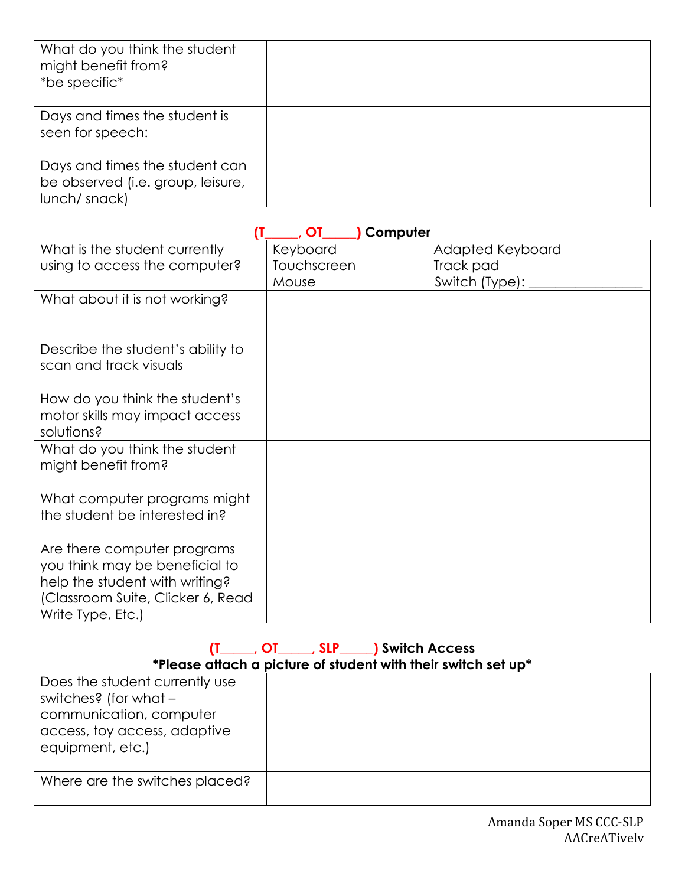| What do you think the student might benefit from? *be specific* | |
|---|---|
| Days and times the student is seen for speech: | |
| Days and times the student can be observed (i.e. group, leisure, lunch/ snack) | |

**(T_____, OT_____) Computer**

| What is the student currently using to access the computer? | Keyboard<br>Touchscreen<br>Mouse | Adapted Keyboard<br>Track pad<br>Switch (Type): ________________ |
|---|---|---|
| What about it is not working? | | |
| Describe the student's ability to scan and track visuals | | |
| How do you think the student's motor skills may impact access solutions? | | |
| What do you think the student might benefit from? | | |
| What computer programs might the student be interested in? | | |
| Are there computer programs you think may be beneficial to help the student with writing? (Classroom Suite, Clicker 6, Read Write Type, Etc.) | | |

**(T_____, OT_____, SLP_____) Switch Access**

***Please attach a picture of student with their switch set up***

| Does the student currently use switches? (for what – communication, computer access, toy access, adaptive equipment, etc.) | |
|---|---|
| Where are the switches placed? | |

Amanda Soper MS CCC-SLP
AACreATively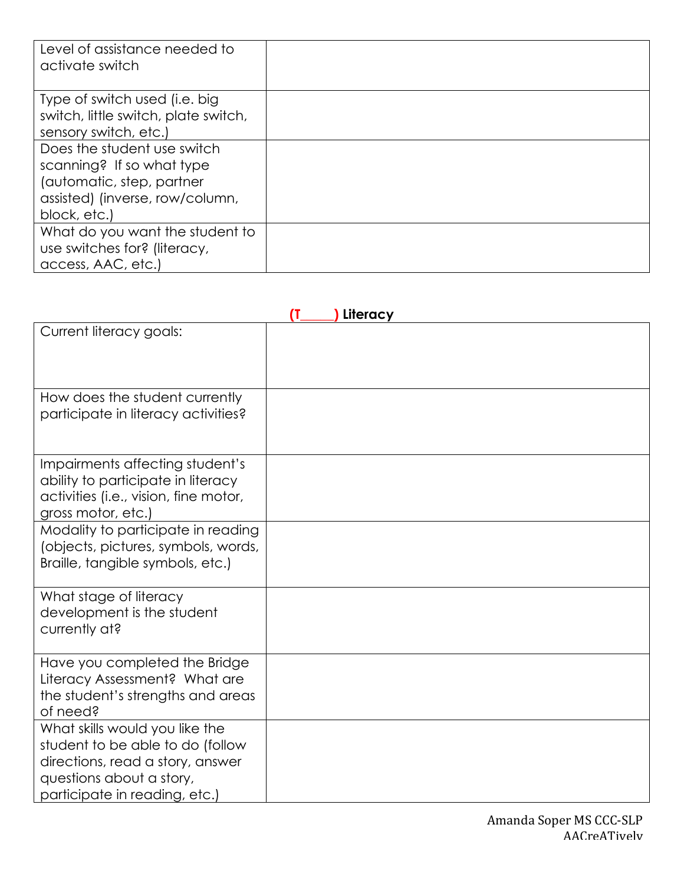| | |
|---|---|
| Level of assistance needed to activate switch | |
| Type of switch used (i.e. big switch, little switch, plate switch, sensory switch, etc.) | |
| Does the student use switch scanning? If so what type (automatic, step, partner assisted) (inverse, row/column, block, etc.) | |
| What do you want the student to use switches for? (literacy, access, AAC, etc.) | |

### (T_____) Literacy

| | |
|---|---|
| Current literacy goals: | |
| How does the student currently participate in literacy activities? | |
| Impairments affecting student's ability to participate in literacy activities (i.e., vision, fine motor, gross motor, etc.) | |
| Modality to participate in reading (objects, pictures, symbols, words, Braille, tangible symbols, etc.) | |
| What stage of literacy development is the student currently at? | |
| Have you completed the Bridge Literacy Assessment? What are the student's strengths and areas of need? | |
| What skills would you like the student to be able to do (follow directions, read a story, answer questions about a story, participate in reading, etc.) | |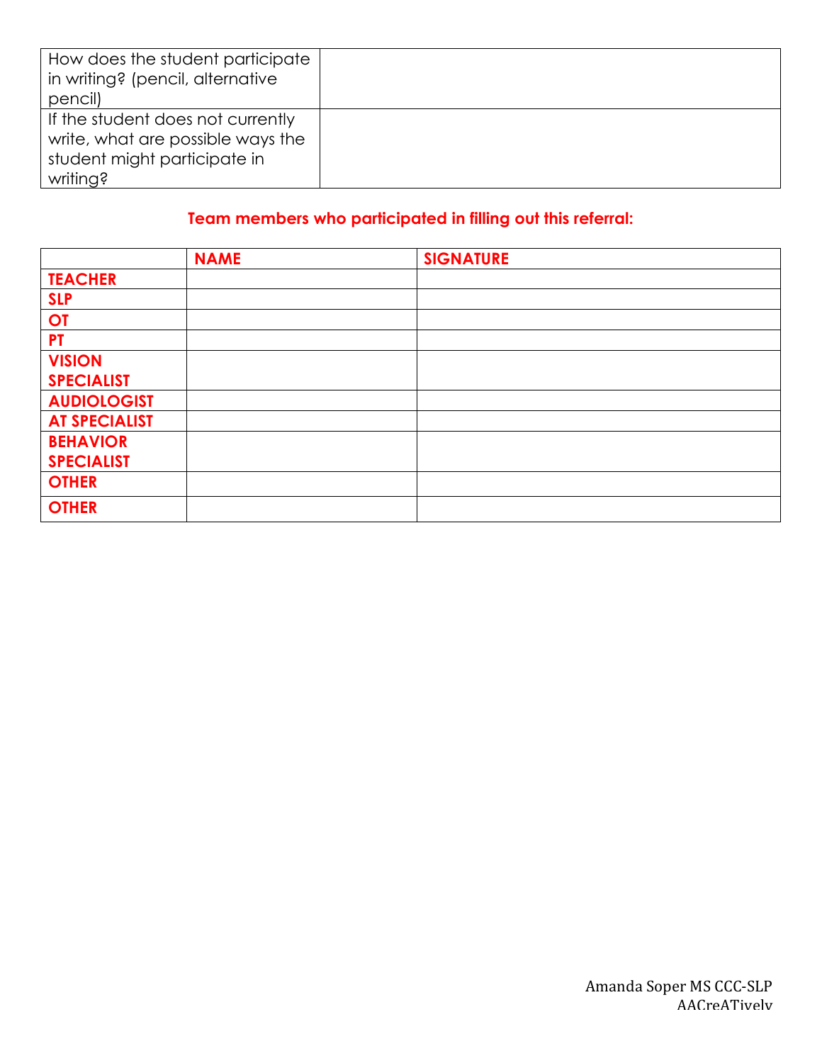| How does the student participate in writing? (pencil, alternative pencil) | |
|---|---|
| If the student does not currently write, what are possible ways the student might participate in writing? | |

**Team members who participated in filling out this referral:**

| | **NAME** | **SIGNATURE** |
|---|---|---|
| **TEACHER** | | |
| **SLP** | | |
| **OT** | | |
| **PT** | | |
| **VISION SPECIALIST** | | |
| **AUDIOLOGIST** | | |
| **AT SPECIALIST** | | |
| **BEHAVIOR SPECIALIST** | | |
| **OTHER** | | |
| **OTHER** | | |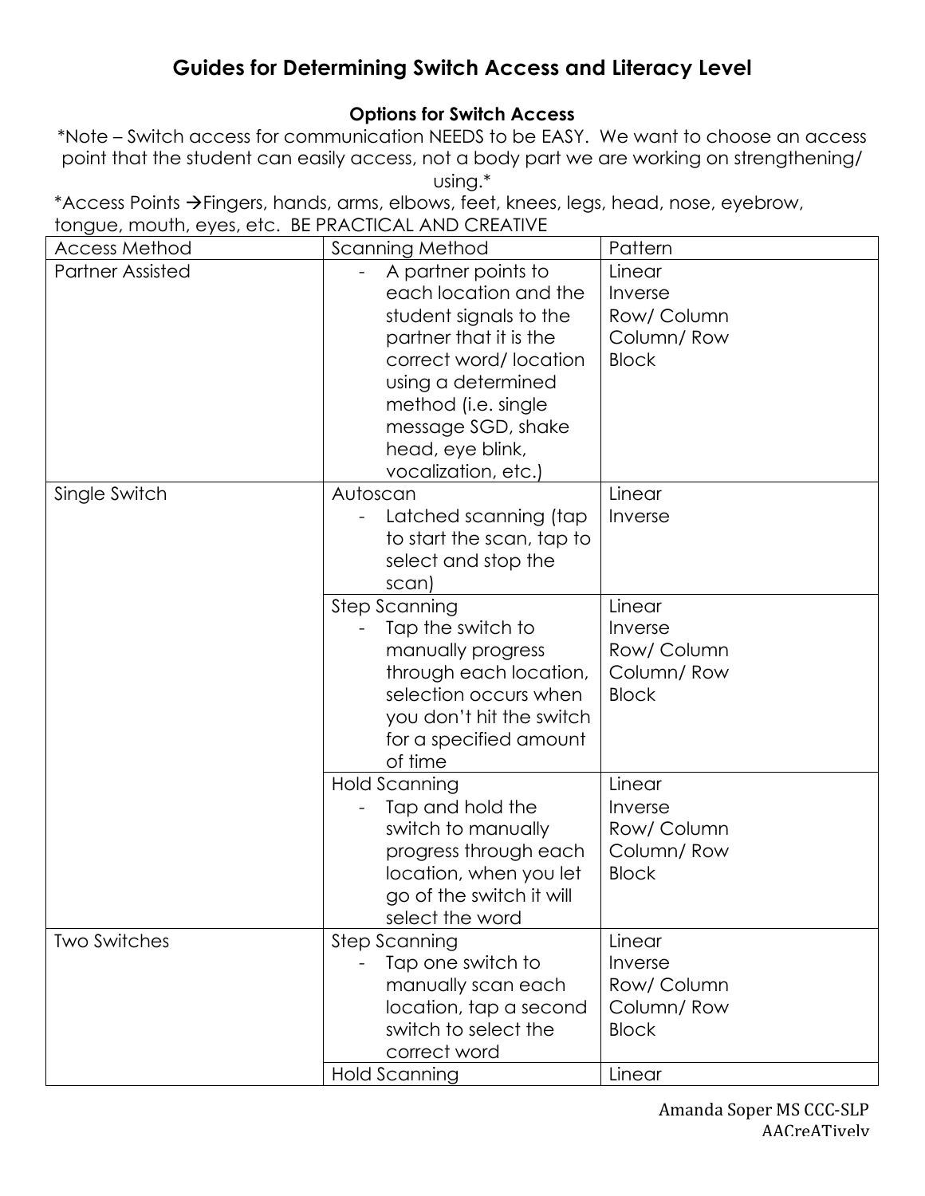# Guides for Determining Switch Access and Literacy Level

### Options for Switch Access

*Note – Switch access for communication NEEDS to be EASY. We want to choose an access point that the student can easily access, not a body part we are working on strengthening/ using.*

*Access Points →Fingers, hands, arms, elbows, feet, knees, legs, head, nose, eyebrow, tongue, mouth, eyes, etc. BE PRACTICAL AND CREATIVE

| Access Method | Scanning Method | Pattern |
|---|---|---|
| Partner Assisted | - A partner points to each location and the student signals to the partner that it is the correct word/ location using a determined method (i.e. single message SGD, shake head, eye blink, vocalization, etc.) | Linear<br>Inverse<br>Row/ Column<br>Column/ Row<br>Block |
| Single Switch | Autoscan<br>- Latched scanning (tap to start the scan, tap to select and stop the scan) | Linear<br>Inverse |
| | Step Scanning<br>- Tap the switch to manually progress through each location, selection occurs when you don't hit the switch for a specified amount of time | Linear<br>Inverse<br>Row/ Column<br>Column/ Row<br>Block |
| | Hold Scanning<br>- Tap and hold the switch to manually progress through each location, when you let go of the switch it will select the word | Linear<br>Inverse<br>Row/ Column<br>Column/ Row<br>Block |
| Two Switches | Step Scanning<br>- Tap one switch to manually scan each location, tap a second switch to select the correct word | Linear<br>Inverse<br>Row/ Column<br>Column/ Row<br>Block |
| | Hold Scanning | Linear |

Amanda Soper MS CCC-SLP
AACreATively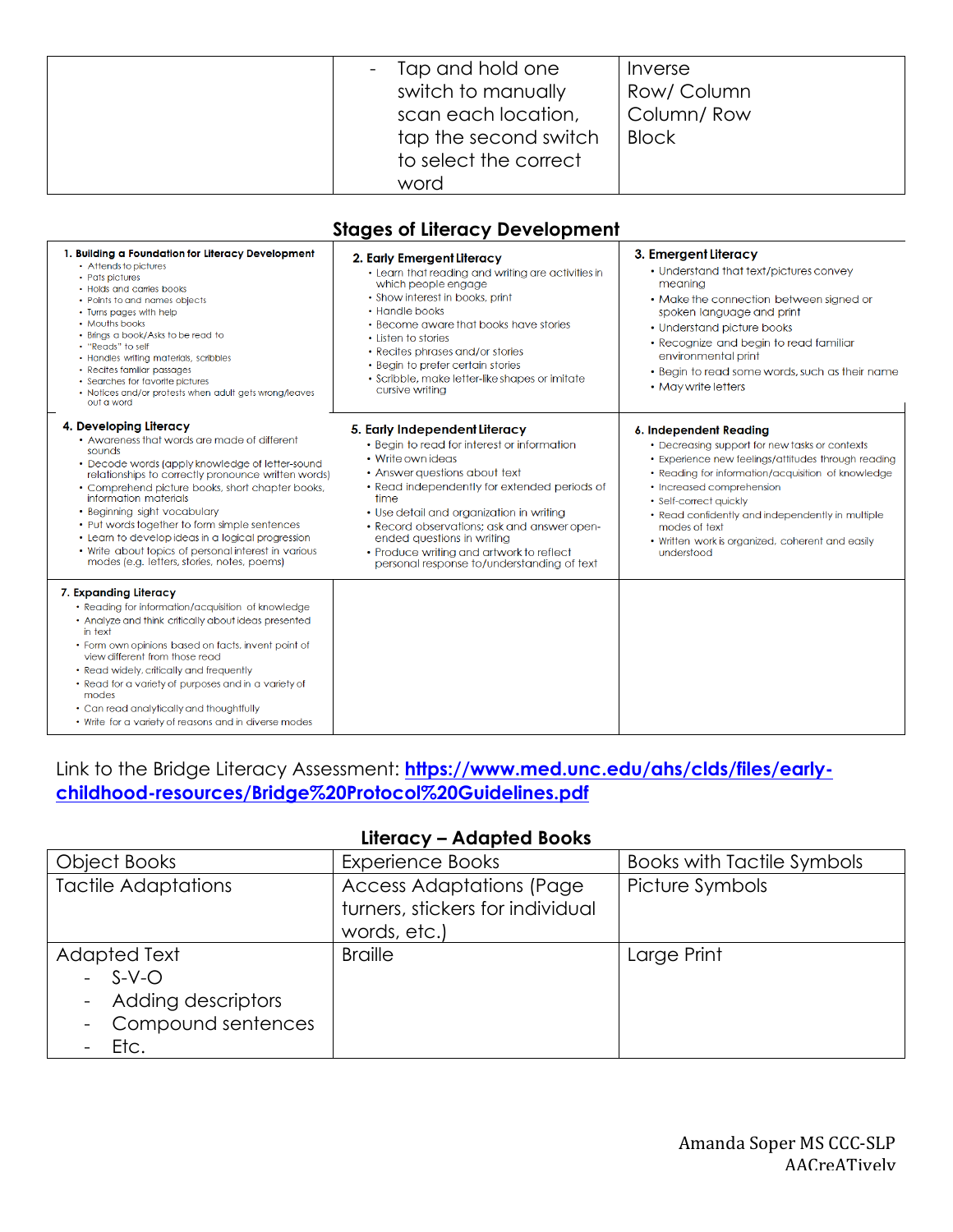| | - Tap and hold one switch to manually scan each location, tap the second switch to select the correct word | Inverse<br>Row/ Column<br>Column/ Row<br>Block |
|---|---|---|

## Stages of Literacy Development

| **1. Building a Foundation for Literacy Development**<br>• Attends to pictures<br>• Pats pictures<br>• Holds and carries books<br>• Points to and names objects<br>• Turns pages with help<br>• Mouths books<br>• Brings a book/Asks to be read to<br>• "Reads" to self<br>• Handles writing materials, scribbles<br>• Recites familiar passages<br>• Searches for favorite pictures<br>• Notices and/or protests when adult gets wrong/leaves out a word | **2. Early Emergent Literacy**<br>• Learn that reading and writing are activities in which people engage<br>• Show interest in books, print<br>• Handle books<br>• Become aware that books have stories<br>• Listen to stories<br>• Recites phrases and/or stories<br>• Begin to prefer certain stories<br>• Scribble, make letter-like shapes or imitate cursive writing | **3. Emergent Literacy**<br>• Understand that text/pictures convey meaning<br>• Make the connection between signed or spoken language and print<br>• Understand picture books<br>• Recognize and begin to read familiar environmental print<br>• Begin to read some words, such as their name<br>• May write letters |
|---|---|---|
| **4. Developing Literacy**<br>• Awareness that words are made of different sounds<br>• Decode words (apply knowledge of letter-sound relationships to correctly pronounce written words)<br>• Comprehend picture books, short chapter books, information materials<br>• Beginning sight vocabulary<br>• Put words together to form simple sentences<br>• Learn to develop ideas in a logical progression<br>• Write about topics of personal interest in various modes (e.g. letters, stories, notes, poems) | **5. Early Independent Literacy**<br>• Begin to read for interest or information<br>• Write own ideas<br>• Answer questions about text<br>• Read independently for extended periods of time<br>• Use detail and organization in writing<br>• Record observations; ask and answer open-ended questions in writing<br>• Produce writing and artwork to reflect personal response to/understanding of text | **6. Independent Reading**<br>• Decreasing support for new tasks or contexts<br>• Experience new feelings/attitudes through reading<br>• Reading for information/acquisition of knowledge<br>• Increased comprehension<br>• Self-correct quickly<br>• Read confidently and independently in multiple modes of text<br>• Written work is organized, coherent and easily understood |
| **7. Expanding Literacy**<br>• Reading for information/acquisition of knowledge<br>• Analyze and think critically about ideas presented in text<br>• Form own opinions based on facts, invent point of view different from those read<br>• Read widely, critically and frequently<br>• Read for a variety of purposes and in a variety of modes<br>• Can read analytically and thoughtfully<br>• Write for a variety of reasons and in diverse modes | | |

Link to the Bridge Literacy Assessment: **[https://www.med.unc.edu/ahs/clds/files/early-childhood-resources/Bridge%20Protocol%20Guidelines.pdf](https://www.med.unc.edu/ahs/clds/files/early-childhood-resources/Bridge%20Protocol%20Guidelines.pdf)**

## Literacy – Adapted Books

| Object Books | Experience Books | Books with Tactile Symbols |
|---|---|---|
| Tactile Adaptations | Access Adaptations (Page turners, stickers for individual words, etc.) | Picture Symbols |
| Adapted Text<br>- S-V-O<br>- Adding descriptors<br>- Compound sentences<br>- Etc. | Braille | Large Print |

Amanda Soper MS CCC-SLP
AACreATively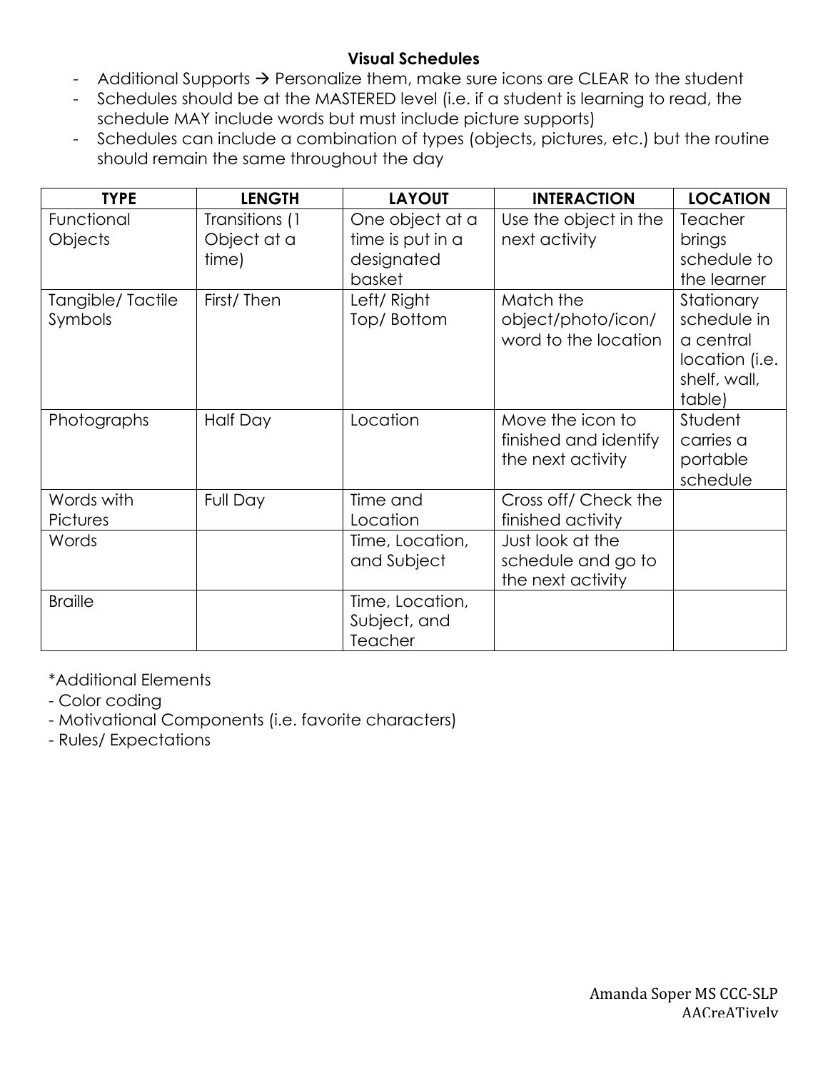## Visual Schedules

- Additional Supports → Personalize them, make sure icons are CLEAR to the student
- Schedules should be at the MASTERED level (i.e. if a student is learning to read, the schedule MAY include words but must include picture supports)
- Schedules can include a combination of types (objects, pictures, etc.) but the routine should remain the same throughout the day

| TYPE | LENGTH | LAYOUT | INTERACTION | LOCATION |
|---|---|---|---|---|
| Functional Objects | Transitions (1 Object at a time) | One object at a time is put in a designated basket | Use the object in the next activity | Teacher brings schedule to the learner |
| Tangible/ Tactile Symbols | First/ Then | Left/ Right Top/ Bottom | Match the object/photo/icon/ word to the location | Stationary schedule in a central location (i.e. shelf, wall, table) |
| Photographs | Half Day | Location | Move the icon to finished and identify the next activity | Student carries a portable schedule |
| Words with Pictures | Full Day | Time and Location | Cross off/ Check the finished activity | |
| Words | | Time, Location, and Subject | Just look at the schedule and go to the next activity | |
| Braille | | Time, Location, Subject, and Teacher | | |

*Additional Elements
- Color coding
- Motivational Components (i.e. favorite characters)
- Rules/ Expectations

Amanda Soper MS CCC-SLP
AACreATively